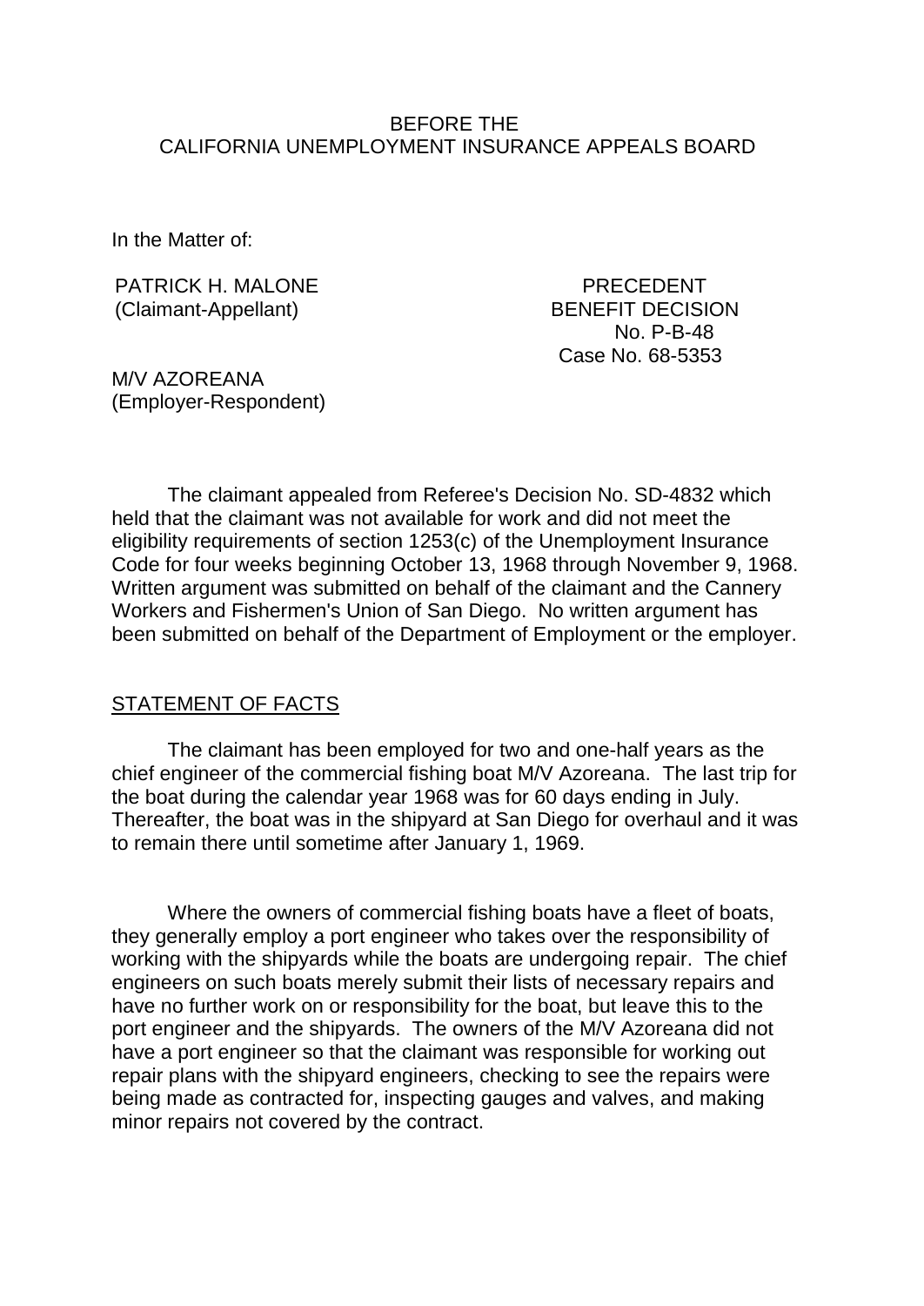BEFORE THE
CALIFORNIA UNEMPLOYMENT INSURANCE APPEALS BOARD

In the Matter of:

PATRICK H. MALONE
(Claimant-Appellant)

PRECEDENT
BENEFIT DECISION
No. P-B-48
Case No. 68-5353

M/V AZOREANA
(Employer-Respondent)

The claimant appealed from Referee's Decision No. SD-4832 which held that the claimant was not available for work and did not meet the eligibility requirements of section 1253(c) of the Unemployment Insurance Code for four weeks beginning October 13, 1968 through November 9, 1968. Written argument was submitted on behalf of the claimant and the Cannery Workers and Fishermen's Union of San Diego. No written argument has been submitted on behalf of the Department of Employment or the employer.

## STATEMENT OF FACTS

The claimant has been employed for two and one-half years as the chief engineer of the commercial fishing boat M/V Azoreana. The last trip for the boat during the calendar year 1968 was for 60 days ending in July. Thereafter, the boat was in the shipyard at San Diego for overhaul and it was to remain there until sometime after January 1, 1969.

Where the owners of commercial fishing boats have a fleet of boats, they generally employ a port engineer who takes over the responsibility of working with the shipyards while the boats are undergoing repair. The chief engineers on such boats merely submit their lists of necessary repairs and have no further work on or responsibility for the boat, but leave this to the port engineer and the shipyards. The owners of the M/V Azoreana did not have a port engineer so that the claimant was responsible for working out repair plans with the shipyard engineers, checking to see the repairs were being made as contracted for, inspecting gauges and valves, and making minor repairs not covered by the contract.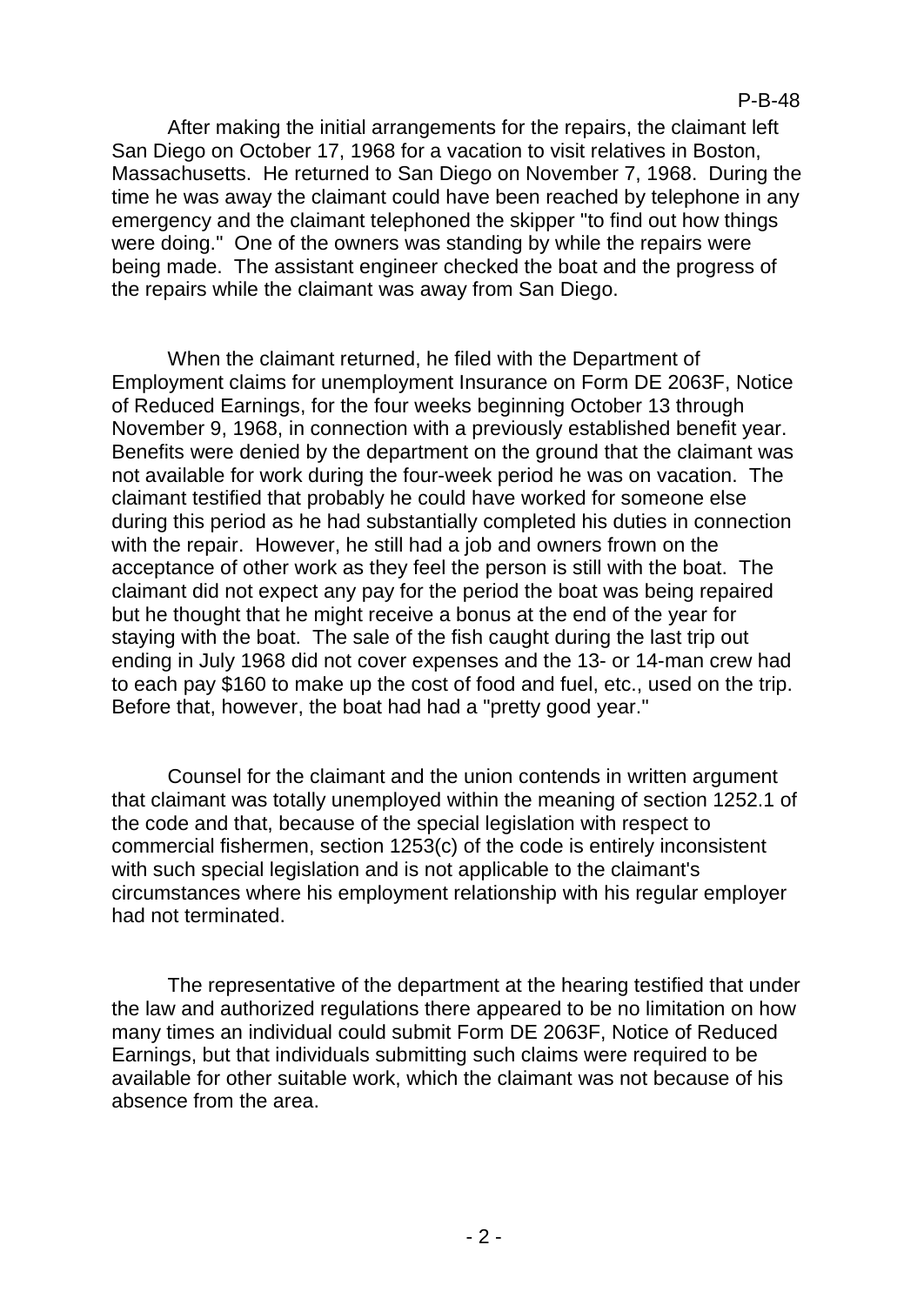After making the initial arrangements for the repairs, the claimant left San Diego on October 17, 1968 for a vacation to visit relatives in Boston, Massachusetts. He returned to San Diego on November 7, 1968. During the time he was away the claimant could have been reached by telephone in any emergency and the claimant telephoned the skipper "to find out how things were doing." One of the owners was standing by while the repairs were being made. The assistant engineer checked the boat and the progress of the repairs while the claimant was away from San Diego.

When the claimant returned, he filed with the Department of Employment claims for unemployment Insurance on Form DE 2063F, Notice of Reduced Earnings, for the four weeks beginning October 13 through November 9, 1968, in connection with a previously established benefit year. Benefits were denied by the department on the ground that the claimant was not available for work during the four-week period he was on vacation. The claimant testified that probably he could have worked for someone else during this period as he had substantially completed his duties in connection with the repair. However, he still had a job and owners frown on the acceptance of other work as they feel the person is still with the boat. The claimant did not expect any pay for the period the boat was being repaired but he thought that he might receive a bonus at the end of the year for staying with the boat. The sale of the fish caught during the last trip out ending in July 1968 did not cover expenses and the 13- or 14-man crew had to each pay $160 to make up the cost of food and fuel, etc., used on the trip. Before that, however, the boat had had a "pretty good year."

Counsel for the claimant and the union contends in written argument that claimant was totally unemployed within the meaning of section 1252.1 of the code and that, because of the special legislation with respect to commercial fishermen, section 1253(c) of the code is entirely inconsistent with such special legislation and is not applicable to the claimant's circumstances where his employment relationship with his regular employer had not terminated.

The representative of the department at the hearing testified that under the law and authorized regulations there appeared to be no limitation on how many times an individual could submit Form DE 2063F, Notice of Reduced Earnings, but that individuals submitting such claims were required to be available for other suitable work, which the claimant was not because of his absence from the area.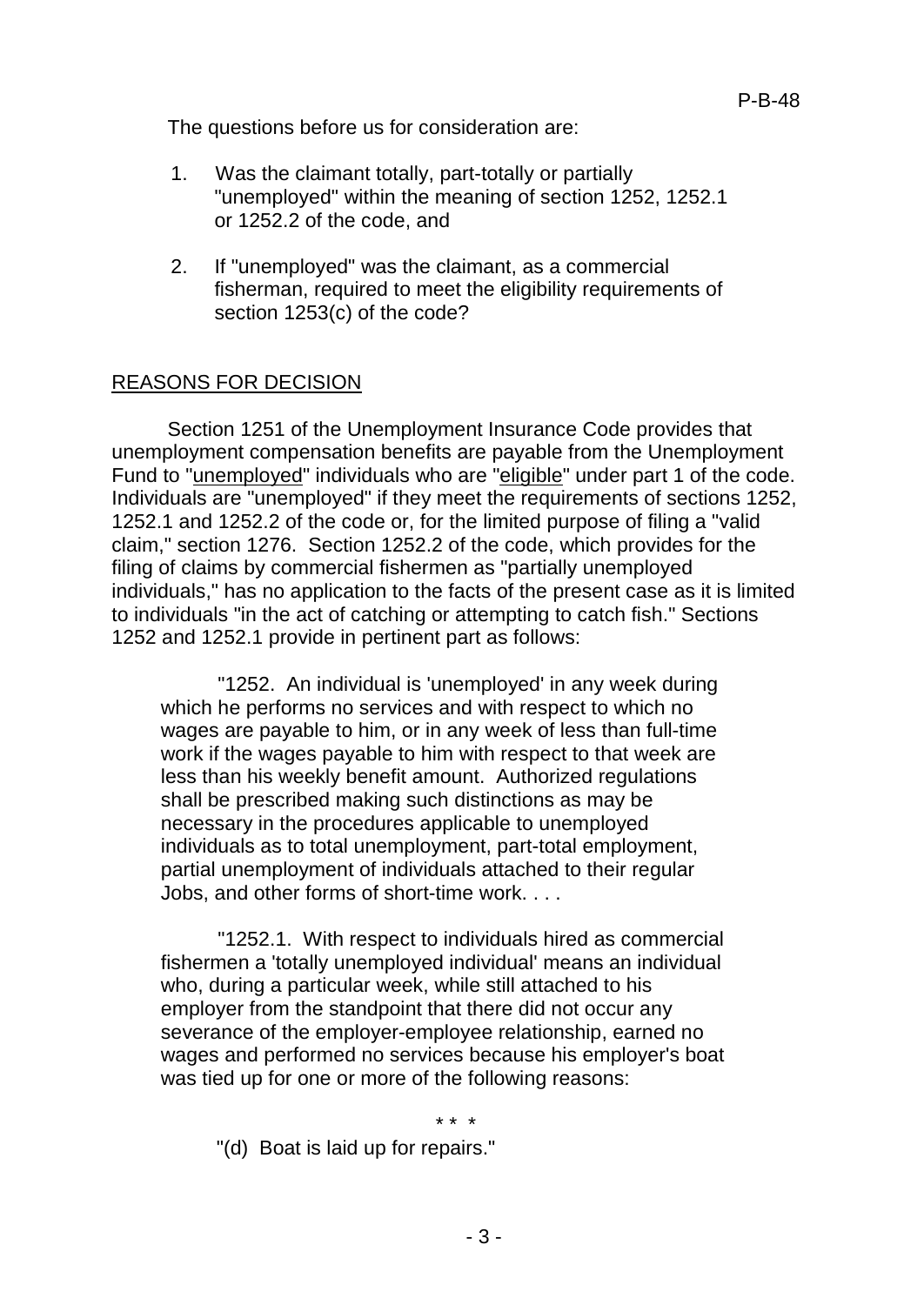The questions before us for consideration are:

1. Was the claimant totally, part-totally or partially "unemployed" within the meaning of section 1252, 1252.1 or 1252.2 of the code, and

2. If "unemployed" was the claimant, as a commercial fisherman, required to meet the eligibility requirements of section 1253(c) of the code?

## REASONS FOR DECISION

Section 1251 of the Unemployment Insurance Code provides that unemployment compensation benefits are payable from the Unemployment Fund to "unemployed" individuals who are "eligible" under part 1 of the code. Individuals are "unemployed" if they meet the requirements of sections 1252, 1252.1 and 1252.2 of the code or, for the limited purpose of filing a "valid claim," section 1276. Section 1252.2 of the code, which provides for the filing of claims by commercial fishermen as "partially unemployed individuals," has no application to the facts of the present case as it is limited to individuals "in the act of catching or attempting to catch fish." Sections 1252 and 1252.1 provide in pertinent part as follows:

> "1252. An individual is 'unemployed' in any week during which he performs no services and with respect to which no wages are payable to him, or in any week of less than full-time work if the wages payable to him with respect to that week are less than his weekly benefit amount. Authorized regulations shall be prescribed making such distinctions as may be necessary in the procedures applicable to unemployed individuals as to total unemployment, part-total employment, partial unemployment of individuals attached to their regular Jobs, and other forms of short-time work. . . .
>
> "1252.1. With respect to individuals hired as commercial fishermen a 'totally unemployed individual' means an individual who, during a particular week, while still attached to his employer from the standpoint that there did not occur any severance of the employer-employee relationship, earned no wages and performed no services because his employer's boat was tied up for one or more of the following reasons:
>
> \* \* \*
>
> "(d) Boat is laid up for repairs."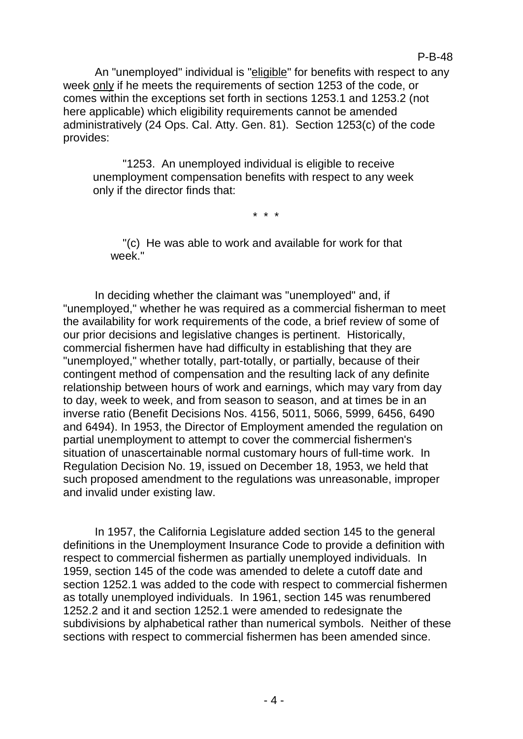An "unemployed" individual is "eligible" for benefits with respect to any week only if he meets the requirements of section 1253 of the code, or comes within the exceptions set forth in sections 1253.1 and 1253.2 (not here applicable) which eligibility requirements cannot be amended administratively (24 Ops. Cal. Atty. Gen. 81). Section 1253(c) of the code provides:

> "1253. An unemployed individual is eligible to receive unemployment compensation benefits with respect to any week only if the director finds that:
>
> \* \* \*
>
> "(c) He was able to work and available for work for that week."

In deciding whether the claimant was "unemployed" and, if "unemployed," whether he was required as a commercial fisherman to meet the availability for work requirements of the code, a brief review of some of our prior decisions and legislative changes is pertinent. Historically, commercial fishermen have had difficulty in establishing that they are "unemployed," whether totally, part-totally, or partially, because of their contingent method of compensation and the resulting lack of any definite relationship between hours of work and earnings, which may vary from day to day, week to week, and from season to season, and at times be in an inverse ratio (Benefit Decisions Nos. 4156, 5011, 5066, 5999, 6456, 6490 and 6494). In 1953, the Director of Employment amended the regulation on partial unemployment to attempt to cover the commercial fishermen's situation of unascertainable normal customary hours of full-time work. In Regulation Decision No. 19, issued on December 18, 1953, we held that such proposed amendment to the regulations was unreasonable, improper and invalid under existing law.

In 1957, the California Legislature added section 145 to the general definitions in the Unemployment Insurance Code to provide a definition with respect to commercial fishermen as partially unemployed individuals. In 1959, section 145 of the code was amended to delete a cutoff date and section 1252.1 was added to the code with respect to commercial fishermen as totally unemployed individuals. In 1961, section 145 was renumbered 1252.2 and it and section 1252.1 were amended to redesignate the subdivisions by alphabetical rather than numerical symbols. Neither of these sections with respect to commercial fishermen has been amended since.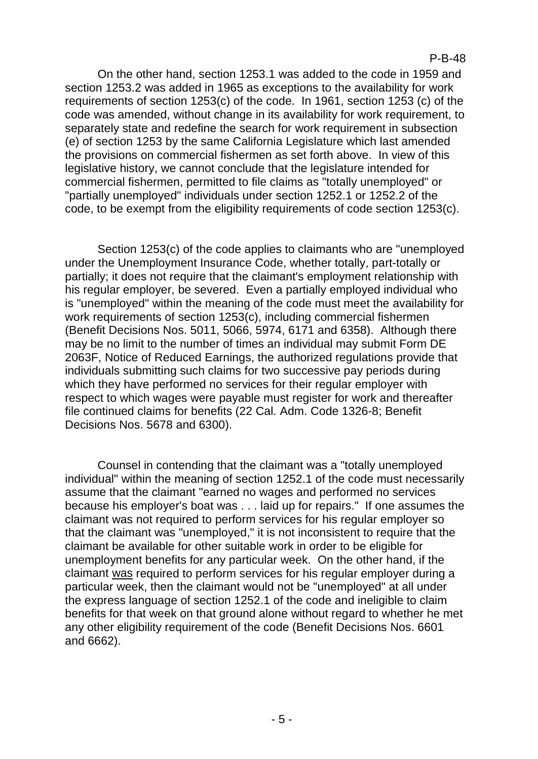On the other hand, section 1253.1 was added to the code in 1959 and section 1253.2 was added in 1965 as exceptions to the availability for work requirements of section 1253(c) of the code. In 1961, section 1253 (c) of the code was amended, without change in its availability for work requirement, to separately state and redefine the search for work requirement in subsection (e) of section 1253 by the same California Legislature which last amended the provisions on commercial fishermen as set forth above. In view of this legislative history, we cannot conclude that the legislature intended for commercial fishermen, permitted to file claims as "totally unemployed" or "partially unemployed" individuals under section 1252.1 or 1252.2 of the code, to be exempt from the eligibility requirements of code section 1253(c).

Section 1253(c) of the code applies to claimants who are "unemployed under the Unemployment Insurance Code, whether totally, part-totally or partially; it does not require that the claimant's employment relationship with his regular employer, be severed. Even a partially employed individual who is "unemployed" within the meaning of the code must meet the availability for work requirements of section 1253(c), including commercial fishermen (Benefit Decisions Nos. 5011, 5066, 5974, 6171 and 6358). Although there may be no limit to the number of times an individual may submit Form DE 2063F, Notice of Reduced Earnings, the authorized regulations provide that individuals submitting such claims for two successive pay periods during which they have performed no services for their regular employer with respect to which wages were payable must register for work and thereafter file continued claims for benefits (22 Cal. Adm. Code 1326-8; Benefit Decisions Nos. 5678 and 6300).

Counsel in contending that the claimant was a "totally unemployed individual" within the meaning of section 1252.1 of the code must necessarily assume that the claimant "earned no wages and performed no services because his employer's boat was . . . laid up for repairs." If one assumes the claimant was not required to perform services for his regular employer so that the claimant was "unemployed," it is not inconsistent to require that the claimant be available for other suitable work in order to be eligible for unemployment benefits for any particular week. On the other hand, if the claimant <u>was</u> required to perform services for his regular employer during a particular week, then the claimant would not be "unemployed" at all under the express language of section 1252.1 of the code and ineligible to claim benefits for that week on that ground alone without regard to whether he met any other eligibility requirement of the code (Benefit Decisions Nos. 6601 and 6662).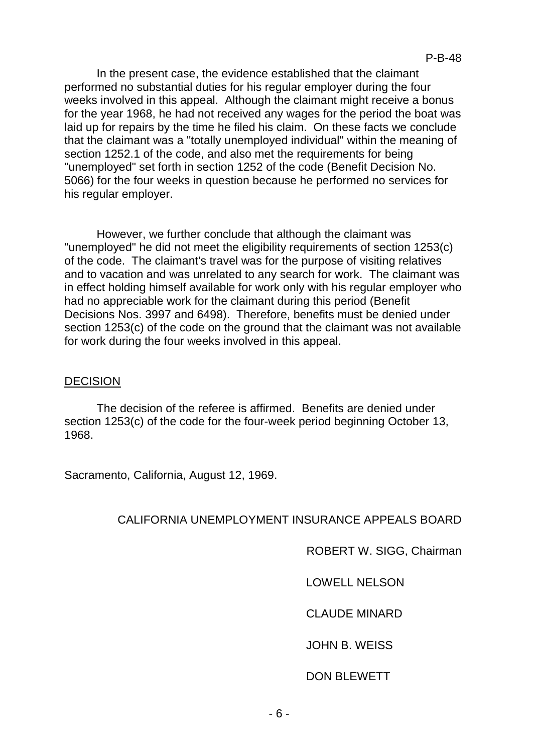In the present case, the evidence established that the claimant performed no substantial duties for his regular employer during the four weeks involved in this appeal. Although the claimant might receive a bonus for the year 1968, he had not received any wages for the period the boat was laid up for repairs by the time he filed his claim. On these facts we conclude that the claimant was a "totally unemployed individual" within the meaning of section 1252.1 of the code, and also met the requirements for being "unemployed" set forth in section 1252 of the code (Benefit Decision No. 5066) for the four weeks in question because he performed no services for his regular employer.

However, we further conclude that although the claimant was "unemployed" he did not meet the eligibility requirements of section 1253(c) of the code. The claimant's travel was for the purpose of visiting relatives and to vacation and was unrelated to any search for work. The claimant was in effect holding himself available for work only with his regular employer who had no appreciable work for the claimant during this period (Benefit Decisions Nos. 3997 and 6498). Therefore, benefits must be denied under section 1253(c) of the code on the ground that the claimant was not available for work during the four weeks involved in this appeal.

## DECISION

The decision of the referee is affirmed. Benefits are denied under section 1253(c) of the code for the four-week period beginning October 13, 1968.

Sacramento, California, August 12, 1969.

CALIFORNIA UNEMPLOYMENT INSURANCE APPEALS BOARD

ROBERT W. SIGG, Chairman

LOWELL NELSON

CLAUDE MINARD

JOHN B. WEISS

DON BLEWETT